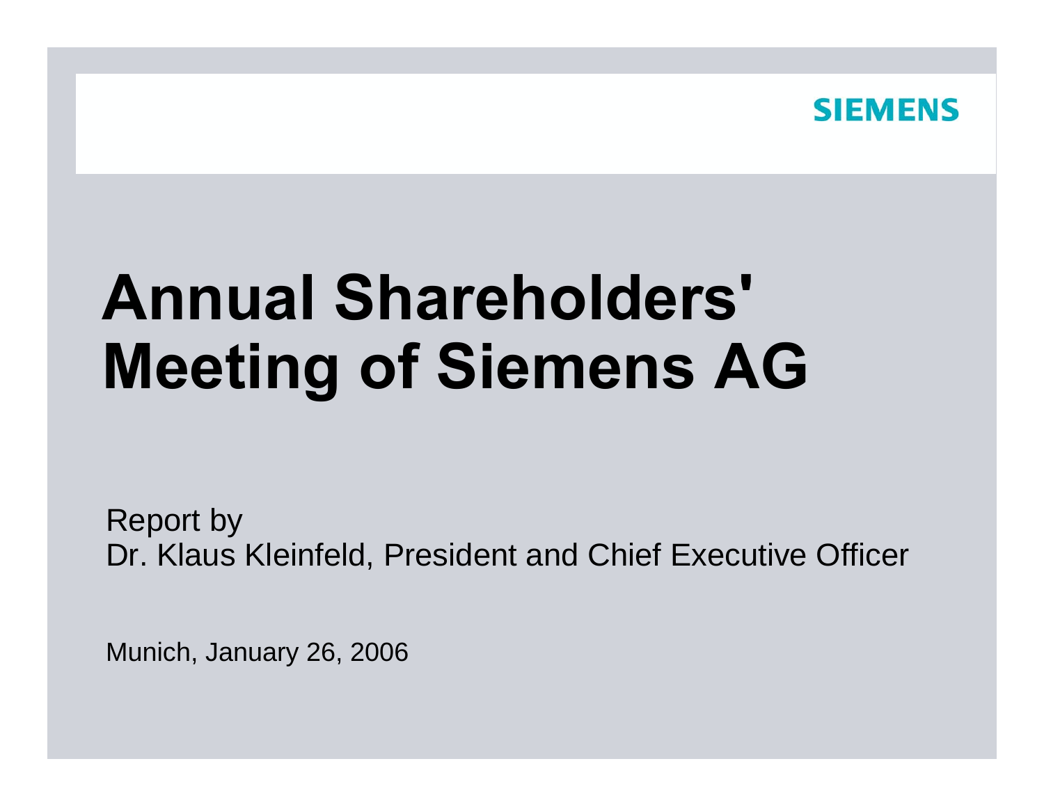SIEMENS

# Annual Shareholders' Meeting of Siemens AG

Report by
Dr. Klaus Kleinfeld, President and Chief Executive Officer

Munich, January 26, 2006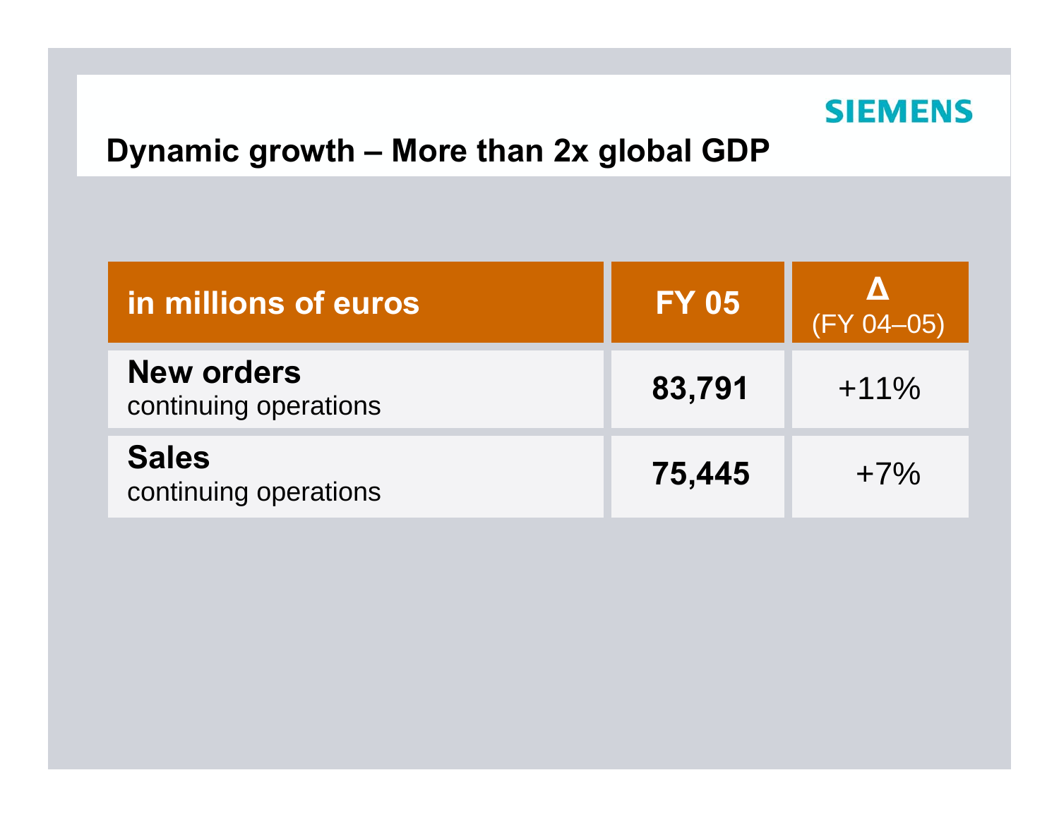## Dynamic growth – More than 2x global GDP

| in millions of euros | FY 05 | Δ (FY 04–05) |
|---|---|---|
| **New orders** continuing operations | **83,791** | +11% |
| **Sales** continuing operations | **75,445** | +7% |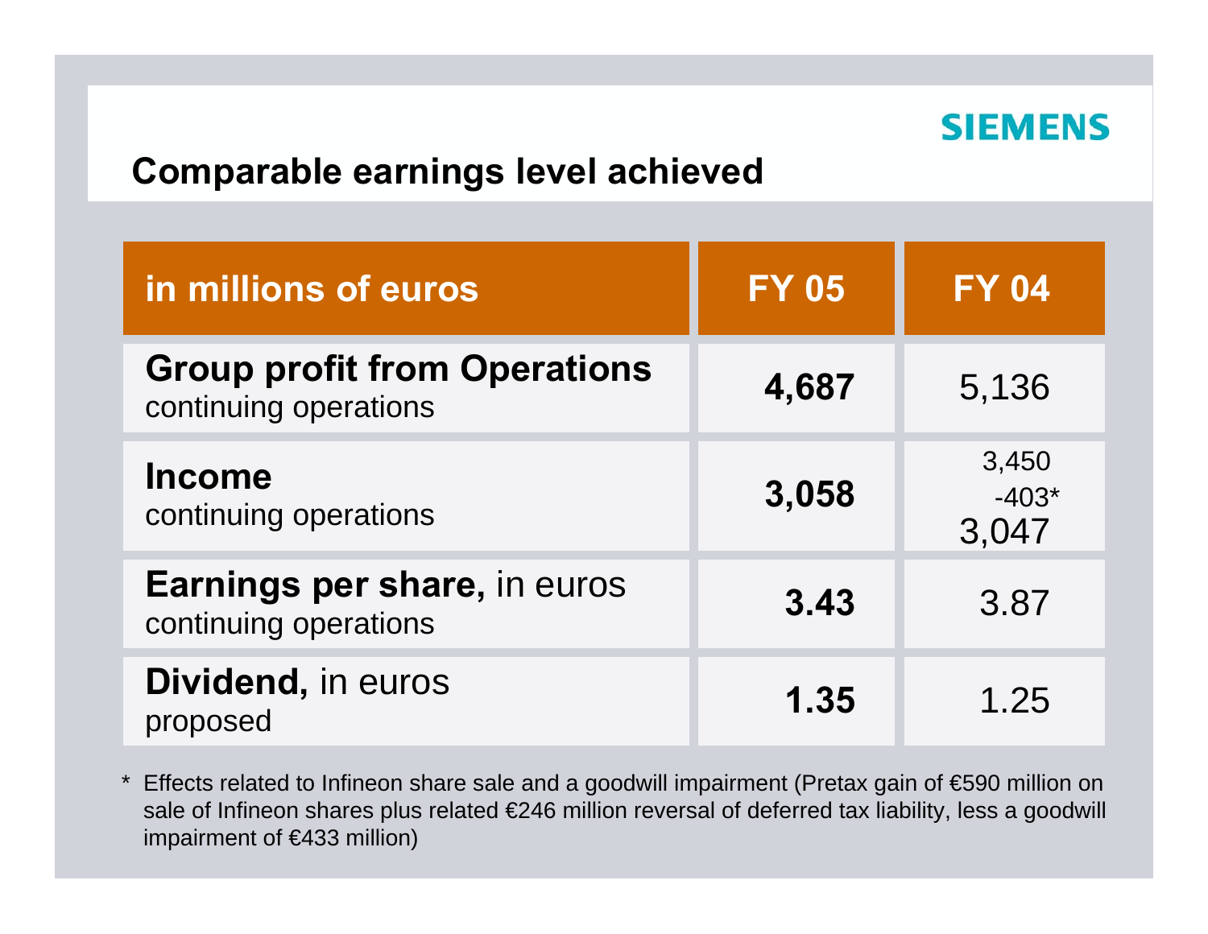SIEMENS

## Comparable earnings level achieved

| in millions of euros | FY 05 | FY 04 |
|---|---|---|
| **Group profit from Operations** continuing operations | **4,687** | 5,136 |
| **Income** continuing operations | **3,058** | 3,450 -403* 3,047 |
| **Earnings per share,** in euros continuing operations | **3.43** | 3.87 |
| **Dividend,** in euros proposed | **1.35** | 1.25 |

* Effects related to Infineon share sale and a goodwill impairment (Pretax gain of €590 million on sale of Infineon shares plus related €246 million reversal of deferred tax liability, less a goodwill impairment of €433 million)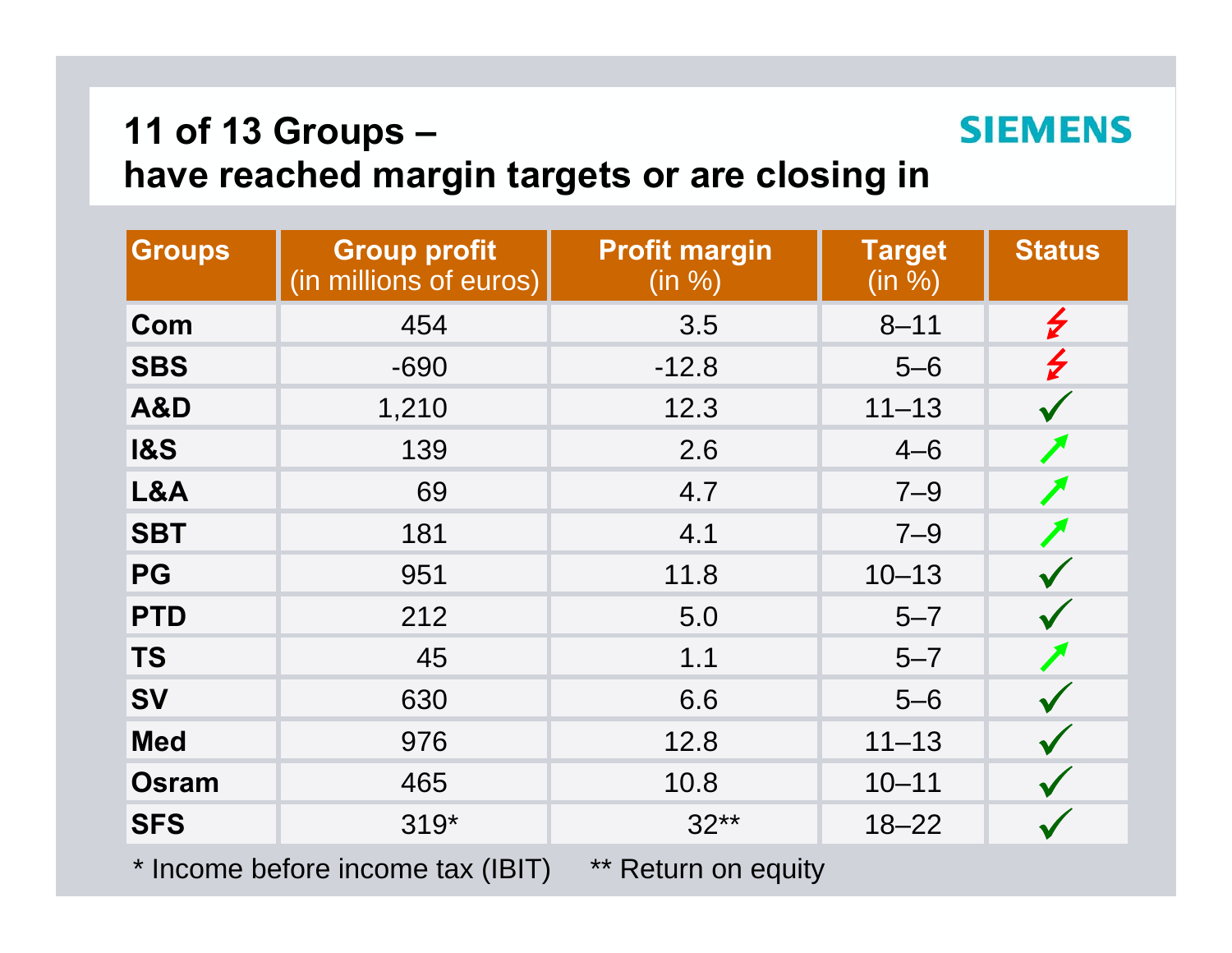# 11 of 13 Groups – have reached margin targets or are closing in

SIEMENS

| Groups | Group profit (in millions of euros) | Profit margin (in %) | Target (in %) | Status |
|---|---|---|---|---|
| Com | 454 | 3.5 | 8–11 | ⚡ |
| SBS | -690 | -12.8 | 5–6 | ⚡ |
| A&D | 1,210 | 12.3 | 11–13 | ✓ |
| I&S | 139 | 2.6 | 4–6 | ↗ |
| L&A | 69 | 4.7 | 7–9 | ↗ |
| SBT | 181 | 4.1 | 7–9 | ↗ |
| PG | 951 | 11.8 | 10–13 | ✓ |
| PTD | 212 | 5.0 | 5–7 | ✓ |
| TS | 45 | 1.1 | 5–7 | ↗ |
| SV | 630 | 6.6 | 5–6 | ✓ |
| Med | 976 | 12.8 | 11–13 | ✓ |
| Osram | 465 | 10.8 | 10–11 | ✓ |
| SFS | 319* | 32** | 18–22 | ✓ |

* Income before income tax (IBIT) ** Return on equity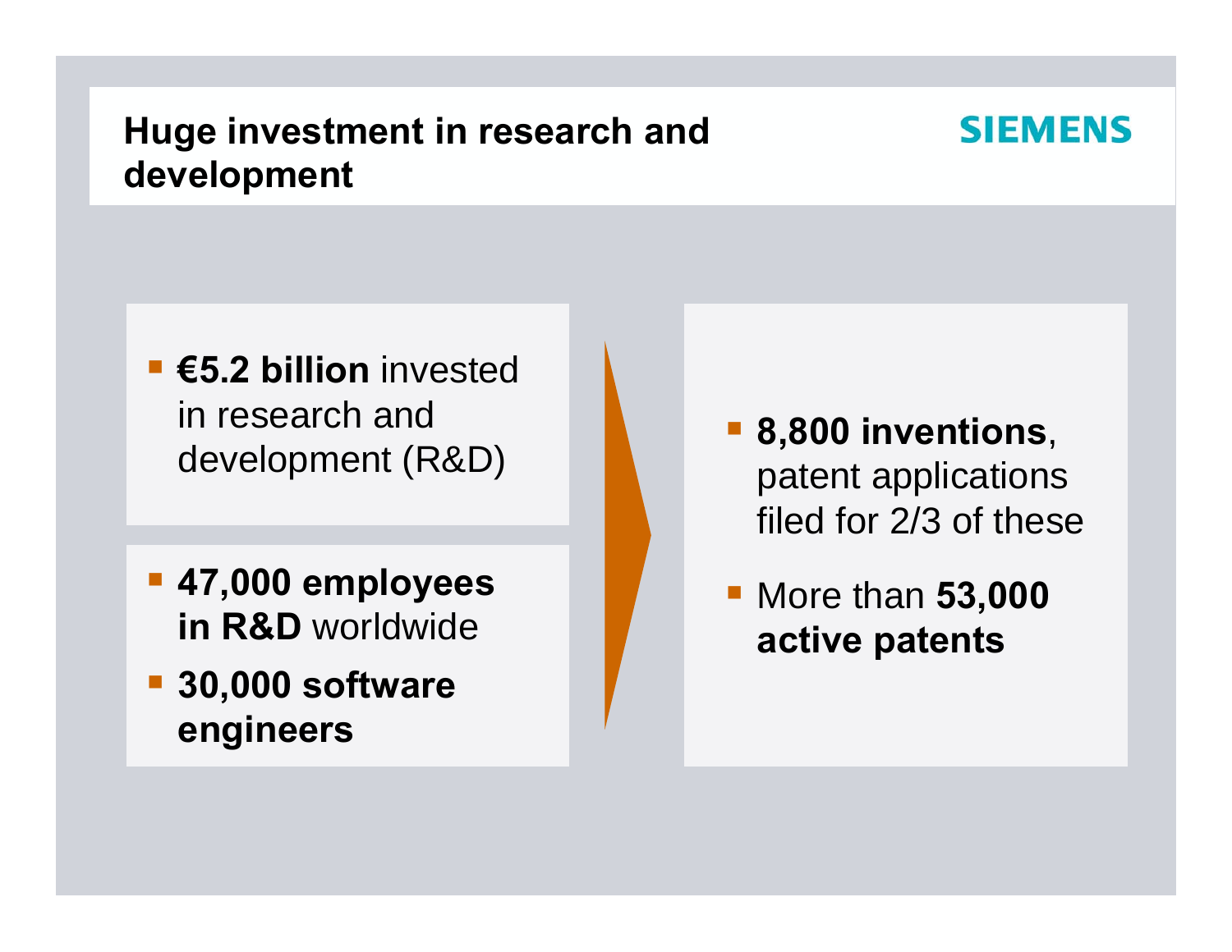# Huge investment in research and development

- **€5.2 billion** invested in research and development (R&D)

- **47,000 employees in R&D** worldwide
- **30,000 software engineers**

- **8,800 inventions**, patent applications filed for 2/3 of these
- More than **53,000 active patents**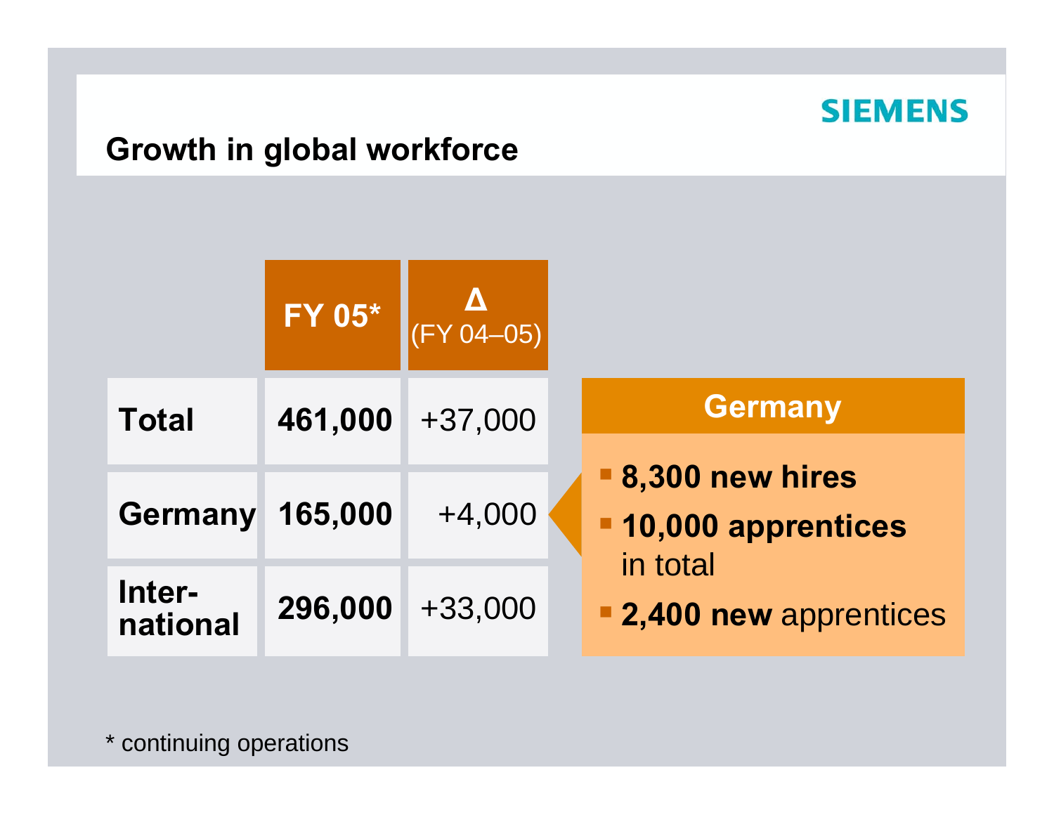SIEMENS

## Growth in global workforce

| | FY 05* | Δ (FY 04–05) |
|---|---|---|
| **Total** | **461,000** | +37,000 |
| **Germany** | **165,000** | +4,000 |
| **International** | **296,000** | +33,000 |

**Germany**

- **8,300 new hires**
- **10,000 apprentices** in total
- **2,400 new** apprentices

* continuing operations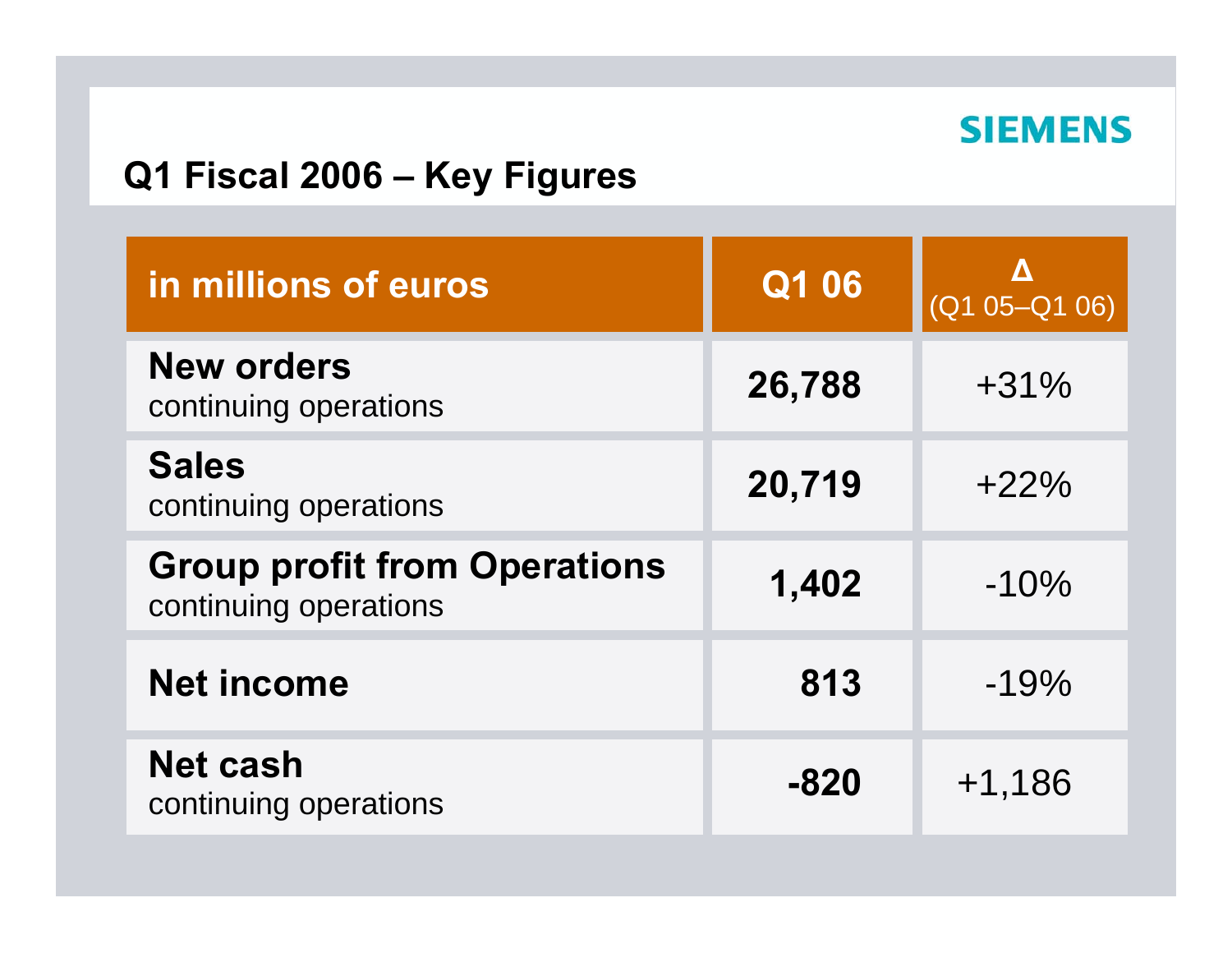SIEMENS

## Q1 Fiscal 2006 – Key Figures

| in millions of euros | Q1 06 | Δ (Q1 05–Q1 06) |
|---|---|---|
| **New orders** continuing operations | **26,788** | +31% |
| **Sales** continuing operations | **20,719** | +22% |
| **Group profit from Operations** continuing operations | **1,402** | -10% |
| **Net income** | **813** | -19% |
| **Net cash** continuing operations | **-820** | +1,186 |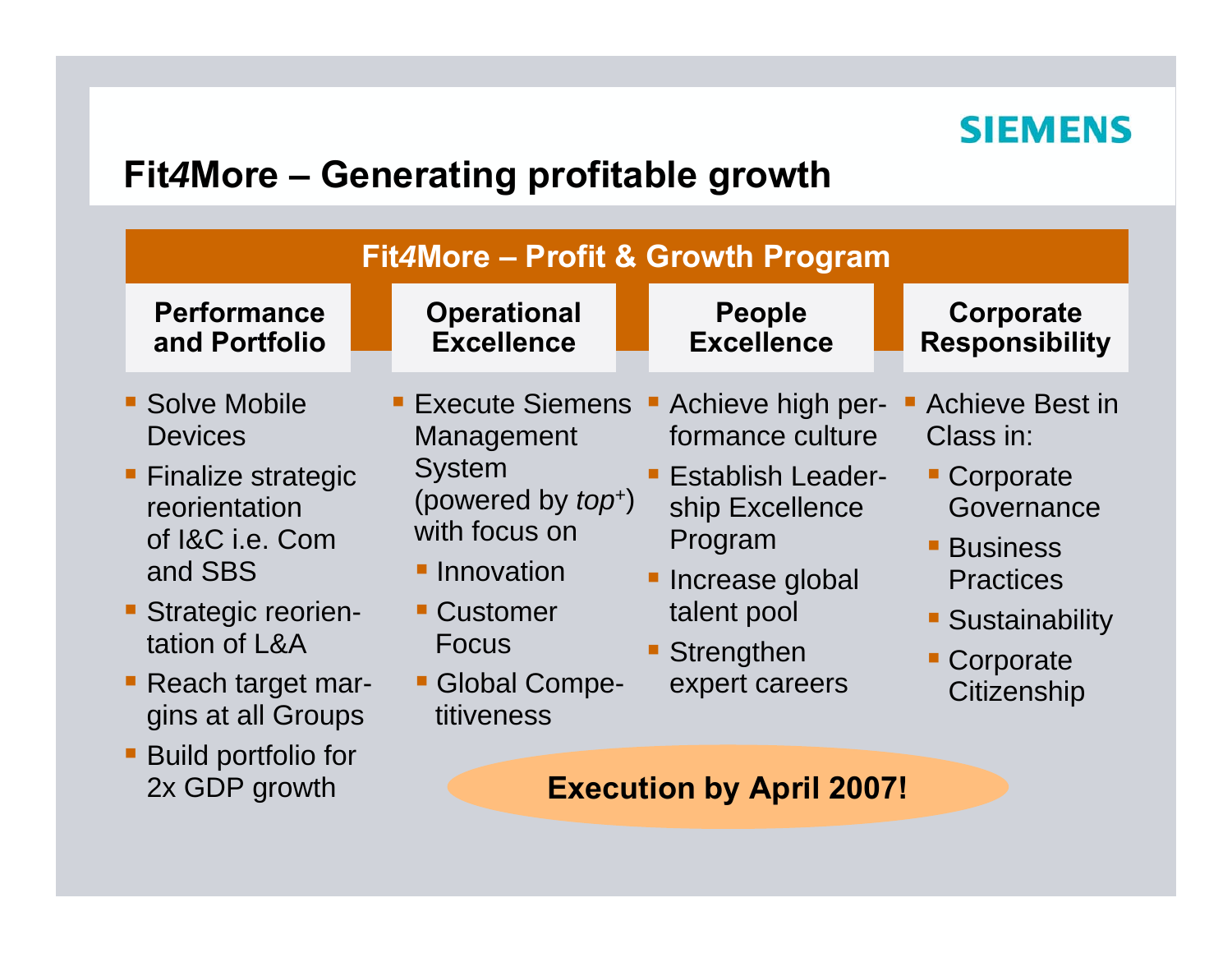SIEMENS

# Fit4More – Generating profitable growth

## Fit4More – Profit & Growth Program

### Performance and Portfolio

- Solve Mobile Devices
- Finalize strategic reorientation of I&C i.e. Com and SBS
- Strategic reorientation of L&A
- Reach target margins at all Groups
- Build portfolio for 2x GDP growth

### Operational Excellence

- Execute Siemens Management System (powered by *top*+) with focus on
  - Innovation
  - Customer Focus
  - Global Competitiveness

### People Excellence

- Achieve high performance culture
- Establish Leadership Excellence Program
- Increase global talent pool
- Strengthen expert careers

### Corporate Responsibility

- Achieve Best in Class in:
  - Corporate Governance
  - Business Practices
  - Sustainability
  - Corporate Citizenship

**Execution by April 2007!**